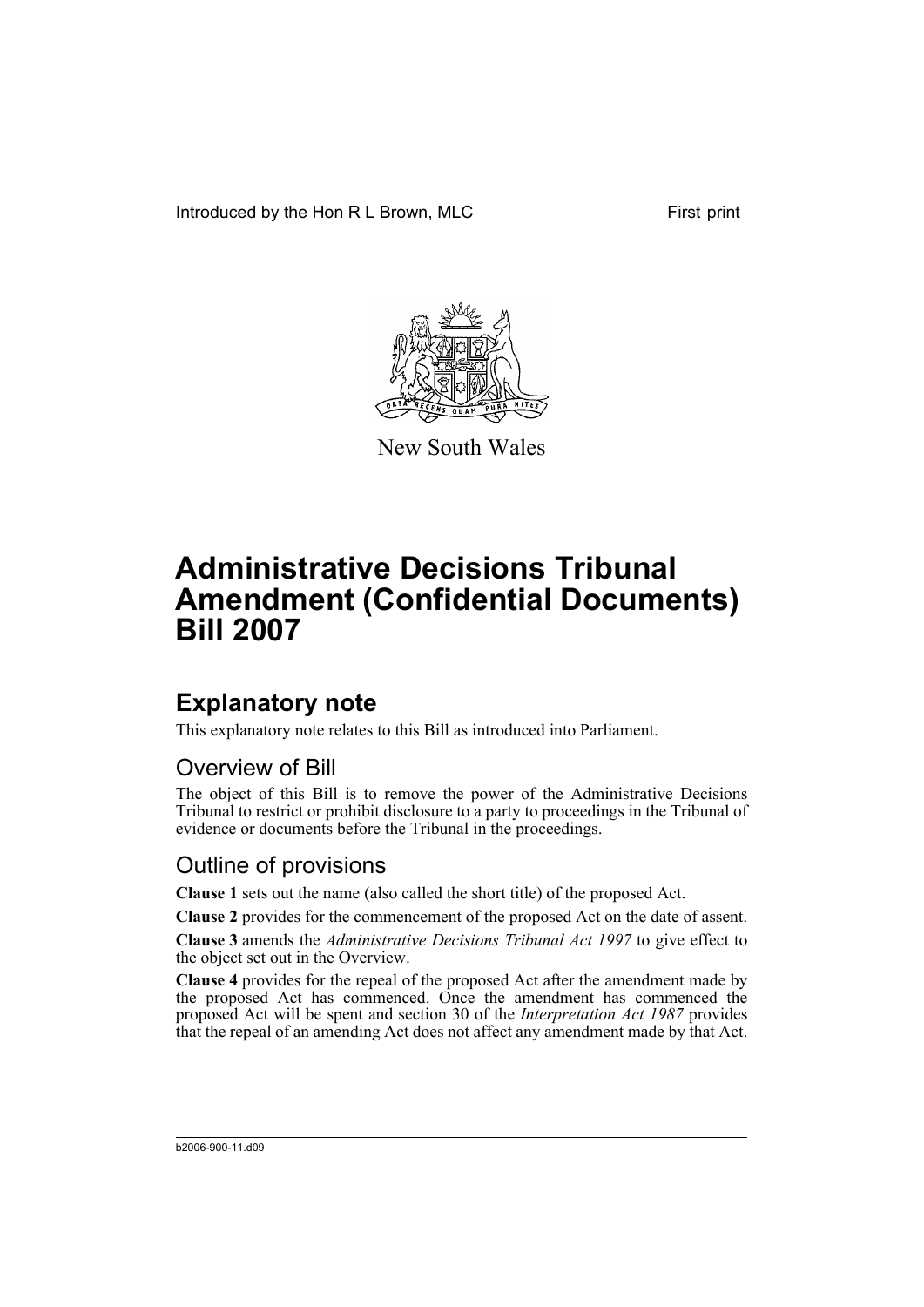Introduced by the Hon R L Brown, MLC First print

New South Wales

# Administrative Decisions Tribunal Amendment (Confidential Documents) Bill 2007

## Explanatory note

This explanatory note relates to this Bill as introduced into Parliament.

### Overview of Bill

The object of this Bill is to remove the power of the Administrative Decisions Tribunal to restrict or prohibit disclosure to a party to proceedings in the Tribunal of evidence or documents before the Tribunal in the proceedings.

### Outline of provisions

**Clause 1** sets out the name (also called the short title) of the proposed Act.

**Clause 2** provides for the commencement of the proposed Act on the date of assent.

**Clause 3** amends the *Administrative Decisions Tribunal Act 1997* to give effect to the object set out in the Overview.

**Clause 4** provides for the repeal of the proposed Act after the amendment made by the proposed Act has commenced. Once the amendment has commenced the proposed Act will be spent and section 30 of the *Interpretation Act 1987* provides that the repeal of an amending Act does not affect any amendment made by that Act.

b2006-900-11.d09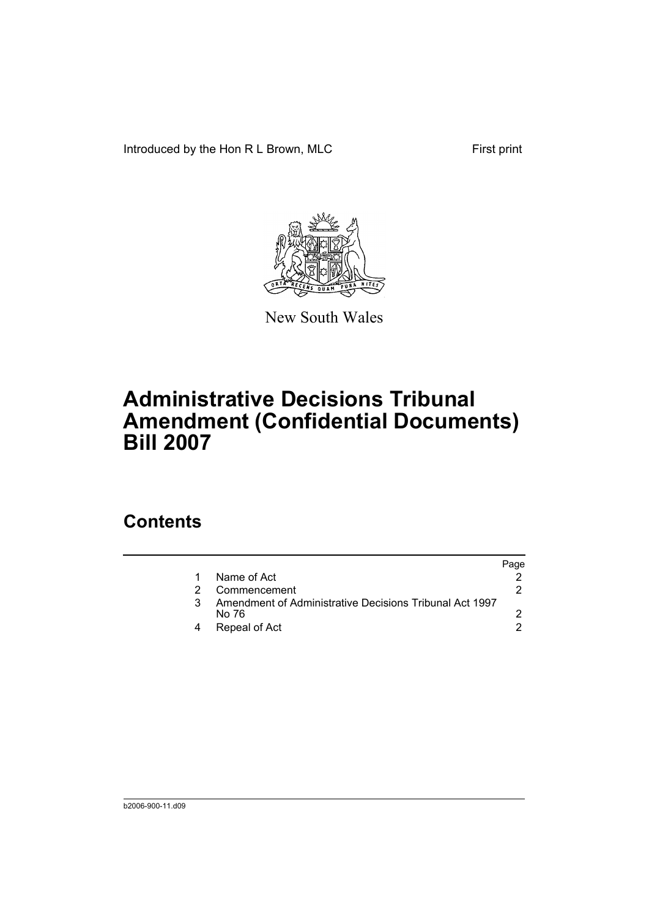Introduced by the Hon R L Brown, MLC

First print

New South Wales

# Administrative Decisions Tribunal Amendment (Confidential Documents) Bill 2007

## Contents

| | | Page |
|---|---|---|
| 1 | Name of Act | 2 |
| 2 | Commencement | 2 |
| 3 | Amendment of Administrative Decisions Tribunal Act 1997 No 76 | 2 |
| 4 | Repeal of Act | 2 |

b2006-900-11.d09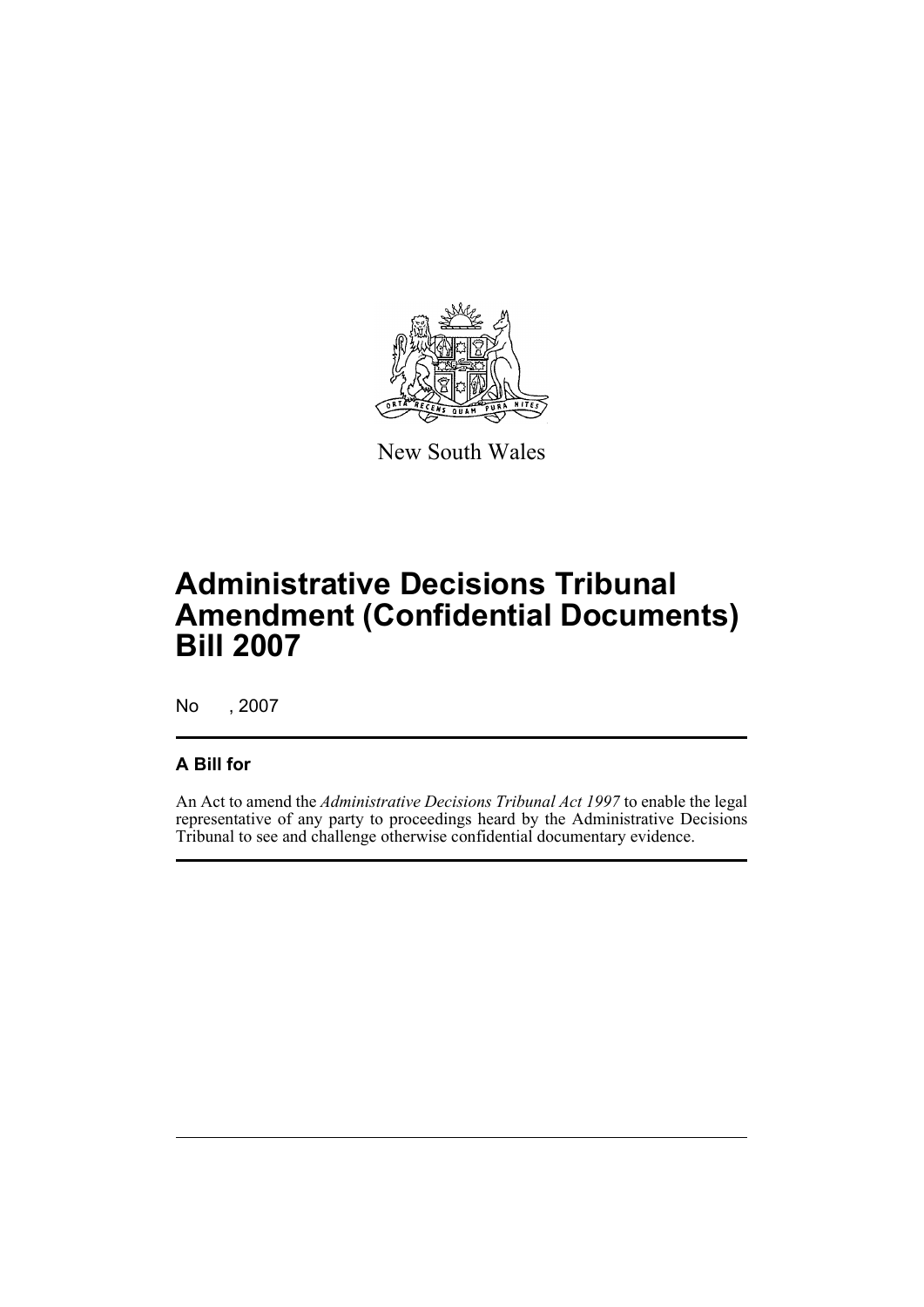New South Wales

# Administrative Decisions Tribunal Amendment (Confidential Documents) Bill 2007

No , 2007

## A Bill for

An Act to amend the *Administrative Decisions Tribunal Act 1997* to enable the legal representative of any party to proceedings heard by the Administrative Decisions Tribunal to see and challenge otherwise confidential documentary evidence.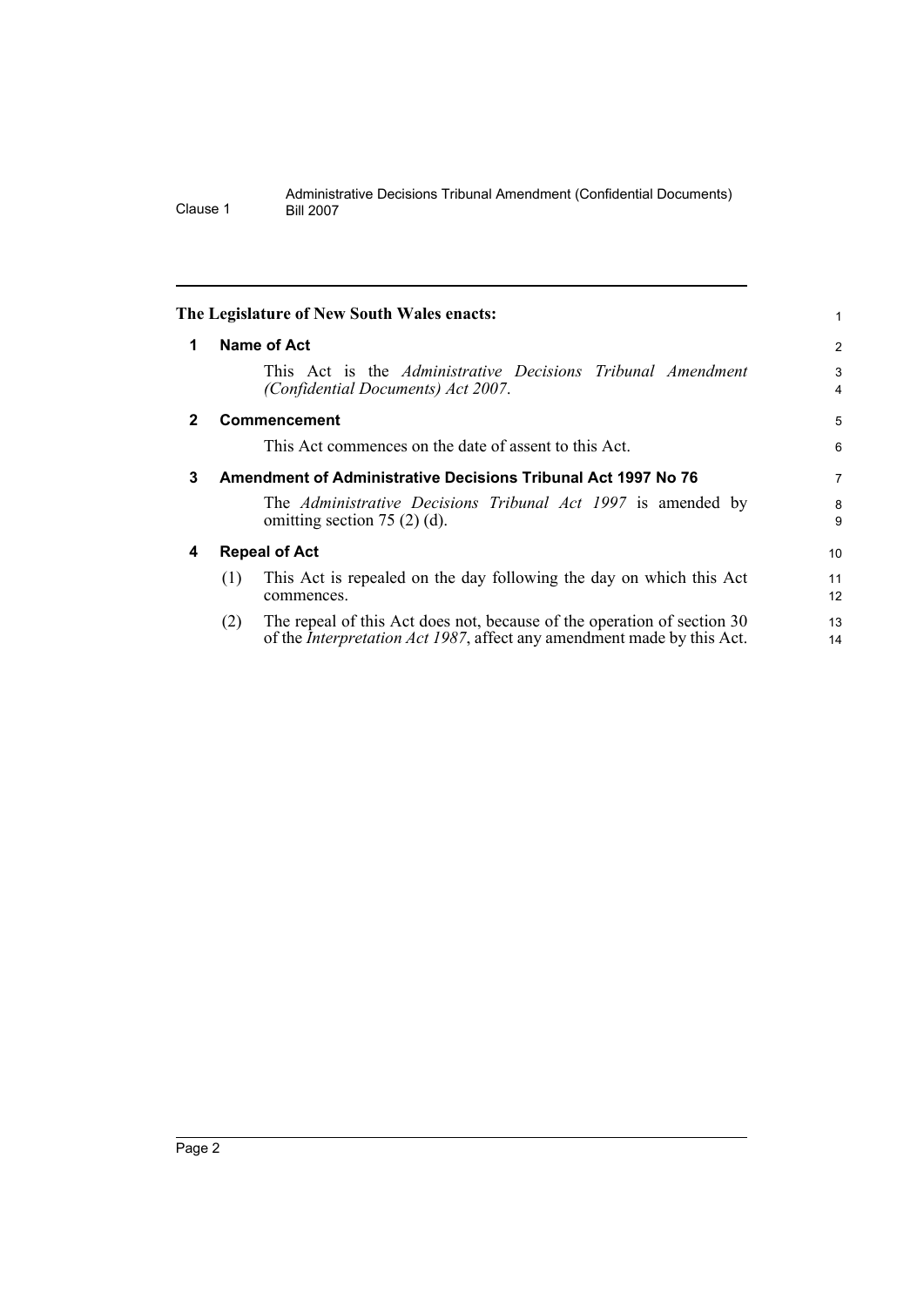**The Legislature of New South Wales enacts:**

## 1 Name of Act

This Act is the *Administrative Decisions Tribunal Amendment (Confidential Documents) Act 2007*.

## 2 Commencement

This Act commences on the date of assent to this Act.

## 3 Amendment of Administrative Decisions Tribunal Act 1997 No 76

The *Administrative Decisions Tribunal Act 1997* is amended by omitting section 75 (2) (d).

## 4 Repeal of Act

(1) This Act is repealed on the day following the day on which this Act commences.

(2) The repeal of this Act does not, because of the operation of section 30 of the *Interpretation Act 1987*, affect any amendment made by this Act.